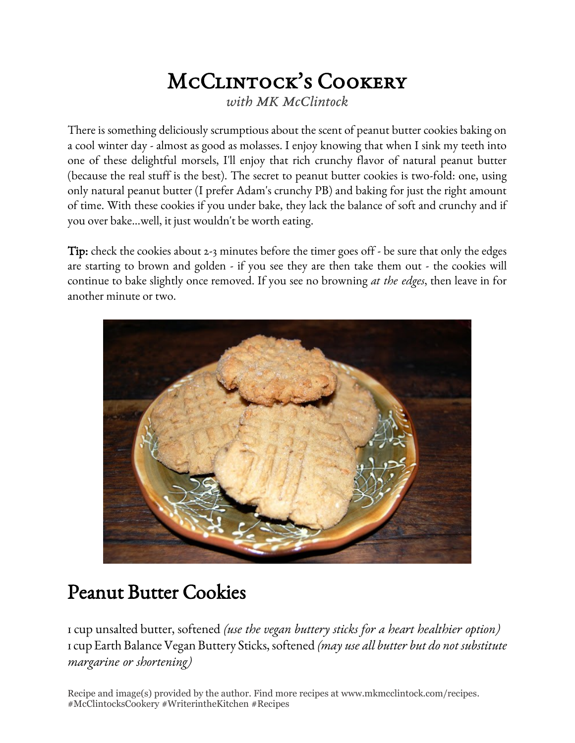# McClintock's Cookery

*with MK McClintock*

There is something deliciously scrumptious about the scent of peanut butter cookies baking on a cool winter day - almost as good as molasses. I enjoy knowing that when I sink my teeth into one of these delightful morsels, I'll enjoy that rich crunchy flavor of natural peanut butter (because the real stuff is the best). The secret to peanut butter cookies is two-fold: one, using only natural peanut butter (I prefer Adam's crunchy PB) and baking for just the right amount of time. With these cookies if you under bake, they lack the balance of soft and crunchy and if you over bake...well, it just wouldn't be worth eating.

**Tip:** check the cookies about 2-3 minutes before the timer goes off - be sure that only the edges are starting to brown and golden - if you see they are then take them out - the cookies will continue to bake slightly once removed. If you see no browning *at the edges*, then leave in for another minute or two.

## Peanut Butter Cookies

1 cup unsalted butter, softened *(use the vegan buttery sticks for a heart healthier option)*
1 cup Earth Balance Vegan Buttery Sticks, softened *(may use all butter but do not substitute margarine or shortening)*

Recipe and image(s) provided by the author. Find more recipes at www.mkmcclintock.com/recipes.
#McClintocksCookery #WriterintheKitchen #Recipes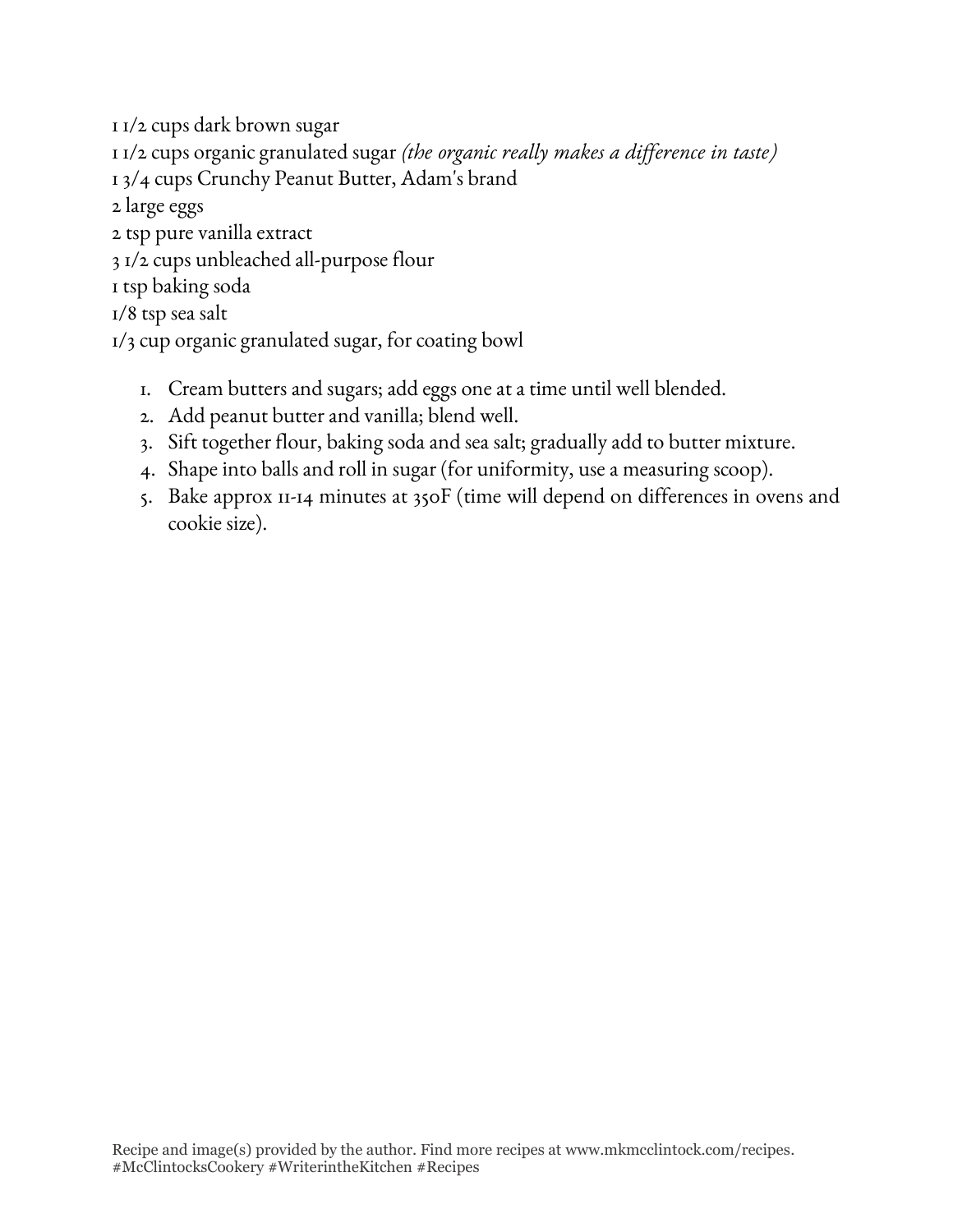1 1/2 cups dark brown sugar
1 1/2 cups organic granulated sugar *(the organic really makes a difference in taste)*
1 3/4 cups Crunchy Peanut Butter, Adam's brand
2 large eggs
2 tsp pure vanilla extract
3 1/2 cups unbleached all-purpose flour
1 tsp baking soda
1/8 tsp sea salt
1/3 cup organic granulated sugar, for coating bowl

1. Cream butters and sugars; add eggs one at a time until well blended.
2. Add peanut butter and vanilla; blend well.
3. Sift together flour, baking soda and sea salt; gradually add to butter mixture.
4. Shape into balls and roll in sugar (for uniformity, use a measuring scoop).
5. Bake approx 11-14 minutes at 350F (time will depend on differences in ovens and cookie size).

Recipe and image(s) provided by the author. Find more recipes at www.mkmcclintock.com/recipes.
#McClintocksCookery #WriterintheKitchen #Recipes